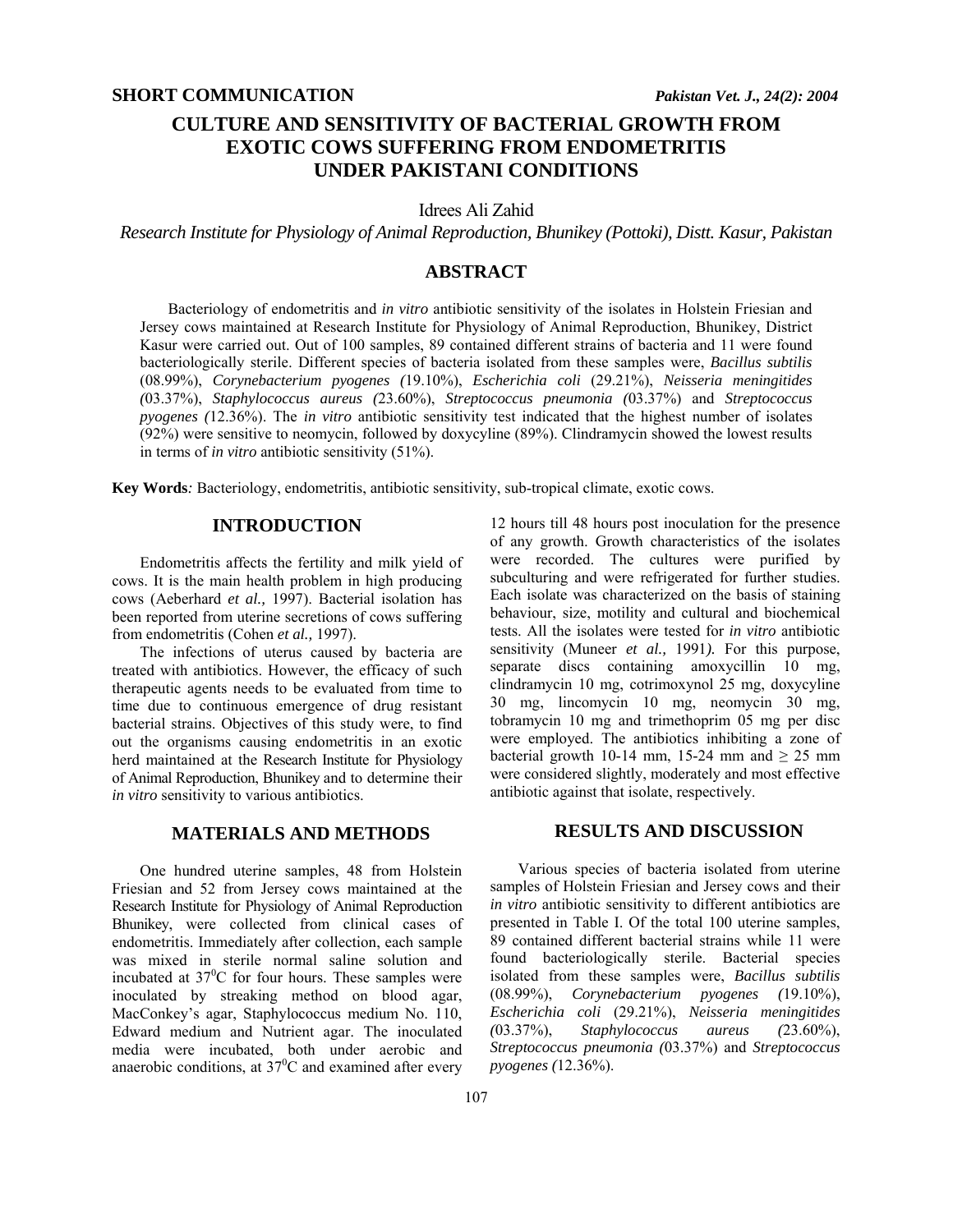SHORT COMMUNICATION

# CULTURE AND SENSITIVITY OF BACTERIAL GROWTH FROM EXOTIC COWS SUFFERING FROM ENDOMETRITIS UNDER PAKISTANI CONDITIONS

Idrees Ali Zahid

*Research Institute for Physiology of Animal Reproduction, Bhunikey (Pottoki), Distt. Kasur, Pakistan*

## ABSTRACT

Bacteriology of endometritis and *in vitro* antibiotic sensitivity of the isolates in Holstein Friesian and Jersey cows maintained at Research Institute for Physiology of Animal Reproduction, Bhunikey, District Kasur were carried out. Out of 100 samples, 89 contained different strains of bacteria and 11 were found bacteriologically sterile. Different species of bacteria isolated from these samples were, *Bacillus subtilis* (08.99%), *Corynebacterium pyogenes (*19.10%), *Escherichia coli* (29.21%), *Neisseria meningitides (*03.37%), *Staphylococcus aureus (*23.60%), *Streptococcus pneumonia (*03.37%) and *Streptococcus pyogenes (*12.36%). The *in vitro* antibiotic sensitivity test indicated that the highest number of isolates (92%) were sensitive to neomycin, followed by doxycyline (89%). Clindramycin showed the lowest results in terms of *in vitro* antibiotic sensitivity (51%).

**Key Words***:* Bacteriology, endometritis, antibiotic sensitivity, sub-tropical climate, exotic cows.

## INTRODUCTION

Endometritis affects the fertility and milk yield of cows. It is the main health problem in high producing cows (Aeberhard *et al.,* 1997). Bacterial isolation has been reported from uterine secretions of cows suffering from endometritis (Cohen *et al.,* 1997).

The infections of uterus caused by bacteria are treated with antibiotics. However, the efficacy of such therapeutic agents needs to be evaluated from time to time due to continuous emergence of drug resistant bacterial strains. Objectives of this study were, to find out the organisms causing endometritis in an exotic herd maintained at the Research Institute for Physiology of Animal Reproduction, Bhunikey and to determine their *in vitro* sensitivity to various antibiotics.

## MATERIALS AND METHODS

One hundred uterine samples, 48 from Holstein Friesian and 52 from Jersey cows maintained at the Research Institute for Physiology of Animal Reproduction Bhunikey, were collected from clinical cases of endometritis. Immediately after collection, each sample was mixed in sterile normal saline solution and incubated at $37^0$C for four hours. These samples were inoculated by streaking method on blood agar, MacConkey's agar, Staphylococcus medium No. 110, Edward medium and Nutrient agar. The inoculated media were incubated, both under aerobic and anaerobic conditions, at $37^0$C and examined after every 12 hours till 48 hours post inoculation for the presence of any growth. Growth characteristics of the isolates were recorded. The cultures were purified by subculturing and were refrigerated for further studies. Each isolate was characterized on the basis of staining behaviour, size, motility and cultural and biochemical tests. All the isolates were tested for *in vitro* antibiotic sensitivity (Muneer *et al.,* 1991*).* For this purpose, separate discs containing amoxycillin 10 mg, clindramycin 10 mg, cotrimoxynol 25 mg, doxycyline 30 mg, lincomycin 10 mg, neomycin 30 mg, tobramycin 10 mg and trimethoprim 05 mg per disc were employed. The antibiotics inhibiting a zone of bacterial growth 10-14 mm, 15-24 mm and $\geq$ 25 mm were considered slightly, moderately and most effective antibiotic against that isolate, respectively.

## RESULTS AND DISCUSSION

Various species of bacteria isolated from uterine samples of Holstein Friesian and Jersey cows and their *in vitro* antibiotic sensitivity to different antibiotics are presented in Table I. Of the total 100 uterine samples, 89 contained different bacterial strains while 11 were found bacteriologically sterile. Bacterial species isolated from these samples were, *Bacillus subtilis* (08.99%), *Corynebacterium pyogenes (*19.10%), *Escherichia coli* (29.21%), *Neisseria meningitides (*03.37%), *Staphylococcus aureus (*23.60%), *Streptococcus pneumonia (*03.37%) and *Streptococcus pyogenes (*12.36%).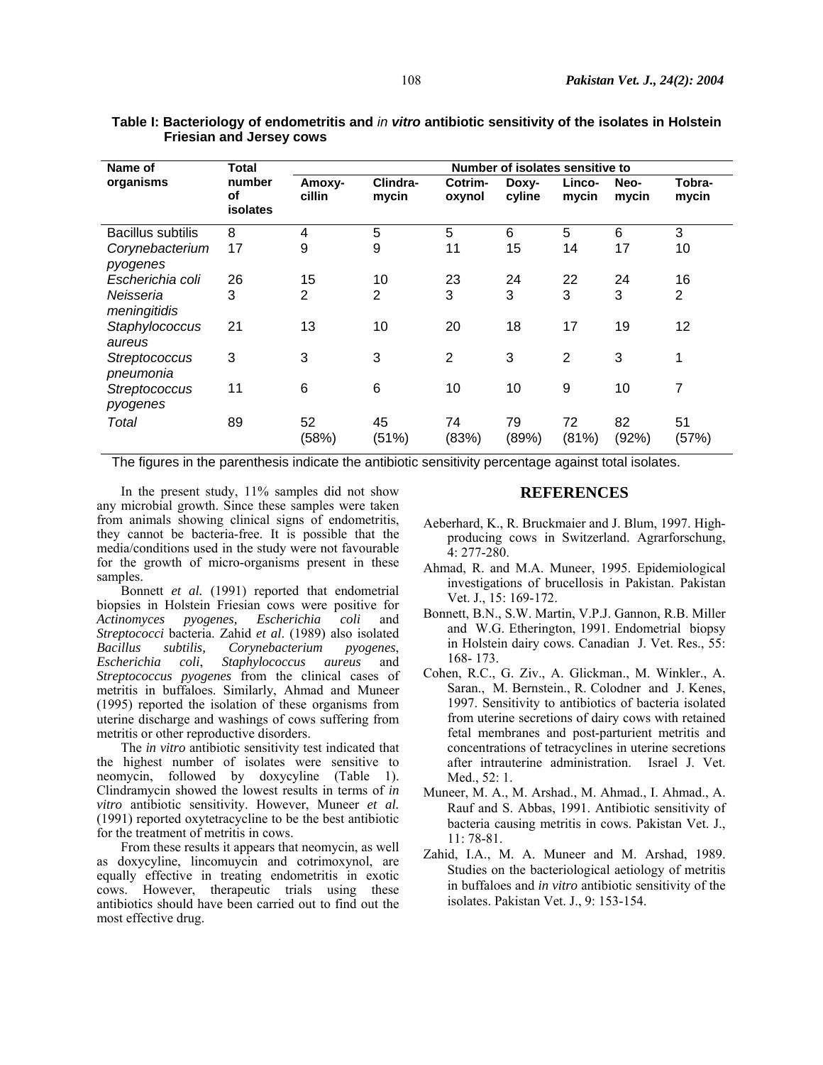**Table I: Bacteriology of endometritis and *in vitro* antibiotic sensitivity of the isolates in Holstein Friesian and Jersey cows**

| Name of organisms | Total number of isolates | Number of isolates sensitive to | | | | | | |
|---|---|---|---|---|---|---|---|---|
| | | Amoxy-cillin | Clindra-mycin | Cotrim-oxynol | Doxy-cyline | Linco-mycin | Neo-mycin | Tobra-mycin |
| Bacillus subtilis | 8 | 4 | 5 | 5 | 6 | 5 | 6 | 3 |
| *Corynebacterium pyogenes* | 17 | 9 | 9 | 11 | 15 | 14 | 17 | 10 |
| *Escherichia coli* | 26 | 15 | 10 | 23 | 24 | 22 | 24 | 16 |
| *Neisseria meningitidis* | 3 | 2 | 2 | 3 | 3 | 3 | 3 | 2 |
| *Staphylococcus aureus* | 21 | 13 | 10 | 20 | 18 | 17 | 19 | 12 |
| *Streptococcus pneumonia* | 3 | 3 | 3 | 2 | 3 | 2 | 3 | 1 |
| *Streptococcus pyogenes* | 11 | 6 | 6 | 10 | 10 | 9 | 10 | 7 |
| *Total* | 89 | 52 (58%) | 45 (51%) | 74 (83%) | 79 (89%) | 72 (81%) | 82 (92%) | 51 (57%) |

The figures in the parenthesis indicate the antibiotic sensitivity percentage against total isolates.

In the present study, 11% samples did not show any microbial growth. Since these samples were taken from animals showing clinical signs of endometritis, they cannot be bacteria-free. It is possible that the media/conditions used in the study were not favourable for the growth of micro-organisms present in these samples.

Bonnett *et al.* (1991) reported that endometrial biopsies in Holstein Friesian cows were positive for *Actinomyces pyogenes, Escherichia coli* and *Streptococci* bacteria. Zahid *et al*. (1989) also isolated *Bacillus subtilis, Corynebacterium pyogenes*, *Escherichia coli*, *Staphylococcus aureus* and *Streptococcus pyogenes* from the clinical cases of metritis in buffaloes. Similarly, Ahmad and Muneer (1995) reported the isolation of these organisms from uterine discharge and washings of cows suffering from metritis or other reproductive disorders.

The *in vitro* antibiotic sensitivity test indicated that the highest number of isolates were sensitive to neomycin, followed by doxycyline (Table 1). Clindramycin showed the lowest results in terms of *in vitro* antibiotic sensitivity. However, Muneer *et al.* (1991) reported oxytetracycline to be the best antibiotic for the treatment of metritis in cows.

From these results it appears that neomycin, as well as doxycyline, lincomuycin and cotrimoxynol, are equally effective in treating endometritis in exotic cows. However, therapeutic trials using these antibiotics should have been carried out to find out the most effective drug.

## REFERENCES

Aeberhard, K., R. Bruckmaier and J. Blum, 1997. High-producing cows in Switzerland. Agrarforschung, 4: 277-280.

Ahmad, R. and M.A. Muneer, 1995. Epidemiological investigations of brucellosis in Pakistan. Pakistan Vet. J., 15: 169-172.

Bonnett, B.N., S.W. Martin, V.P.J. Gannon, R.B. Miller and W.G. Etherington, 1991. Endometrial biopsy in Holstein dairy cows. Canadian J. Vet. Res., 55: 168- 173.

Cohen, R.C., G. Ziv., A. Glickman., M. Winkler., A. Saran., M. Bernstein., R. Colodner and J. Kenes, 1997. Sensitivity to antibiotics of bacteria isolated from uterine secretions of dairy cows with retained fetal membranes and post-parturient metritis and concentrations of tetracyclines in uterine secretions after intrauterine administration. Israel J. Vet. Med., 52: 1.

Muneer, M. A., M. Arshad., M. Ahmad., I. Ahmad., A. Rauf and S. Abbas, 1991. Antibiotic sensitivity of bacteria causing metritis in cows. Pakistan Vet. J., 11: 78-81.

Zahid, I.A., M. A. Muneer and M. Arshad, 1989. Studies on the bacteriological aetiology of metritis in buffaloes and *in vitro* antibiotic sensitivity of the isolates. Pakistan Vet. J., 9: 153-154.